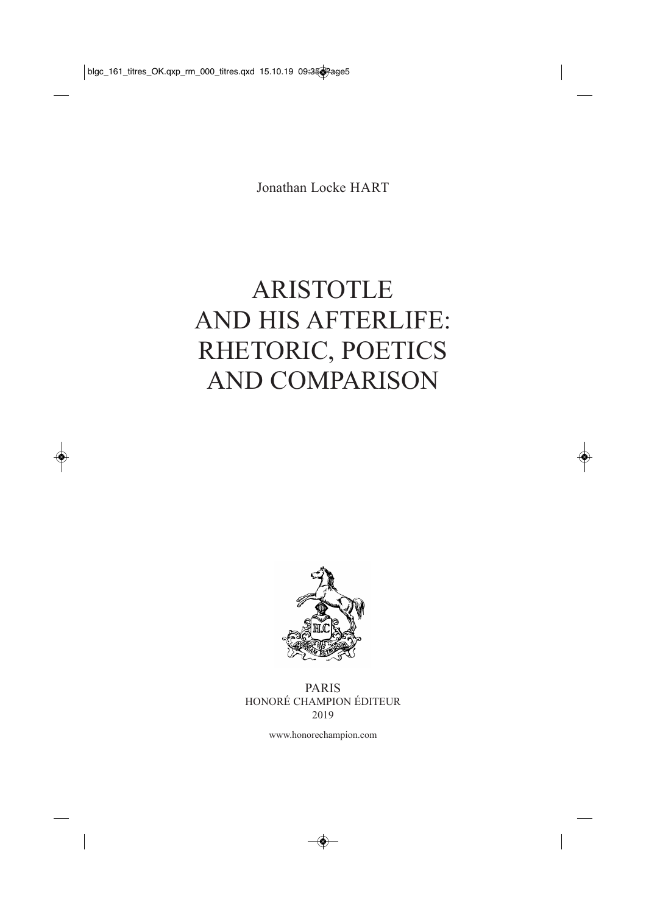Jonathan Locke HART

# ARISTOTLE AND HIS AFTERLIFE: RHETORIC, POETICS AND COMPARISON

PARIS
HONORÉ CHAMPION ÉDITEUR
2019

www.honorechampion.com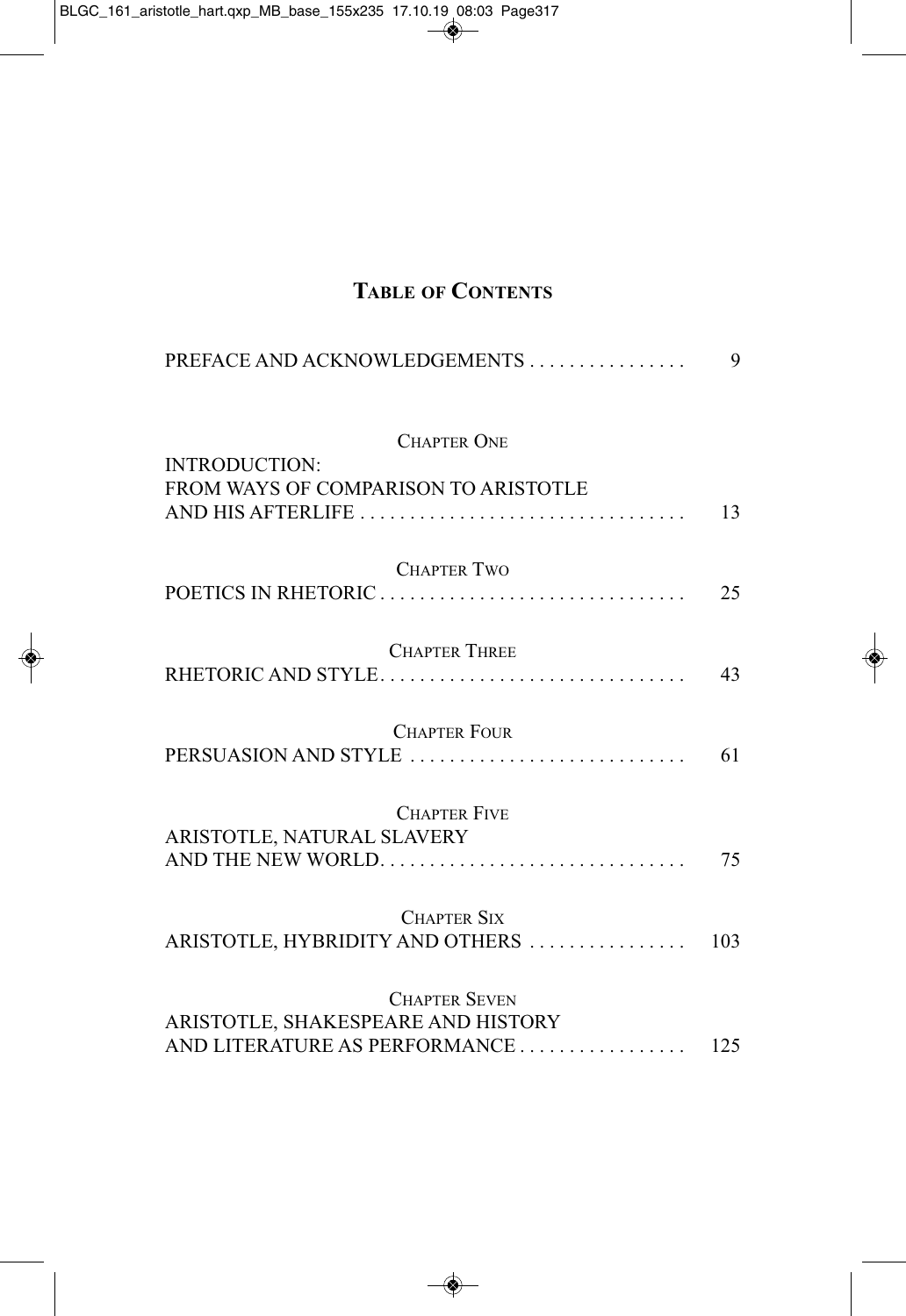# Table of Contents

PREFACE AND ACKNOWLEDGEMENTS . . . . . . . . . . . . . . . . 9

Chapter One

INTRODUCTION:
FROM WAYS OF COMPARISON TO ARISTOTLE
AND HIS AFTERLIFE . . . . . . . . . . . . . . . . . . . . . . . . . . . . . . . . . 13

Chapter Two

POETICS IN RHETORIC . . . . . . . . . . . . . . . . . . . . . . . . . . . . . . . 25

Chapter Three

RHETORIC AND STYLE. . . . . . . . . . . . . . . . . . . . . . . . . . . . . . . 43

Chapter Four

PERSUASION AND STYLE . . . . . . . . . . . . . . . . . . . . . . . . . . . . 61

Chapter Five

ARISTOTLE, NATURAL SLAVERY
AND THE NEW WORLD. . . . . . . . . . . . . . . . . . . . . . . . . . . . . . . 75

Chapter Six

ARISTOTLE, HYBRIDITY AND OTHERS . . . . . . . . . . . . . . . . 103

Chapter Seven

ARISTOTLE, SHAKESPEARE AND HISTORY
AND LITERATURE AS PERFORMANCE . . . . . . . . . . . . . . . . . 125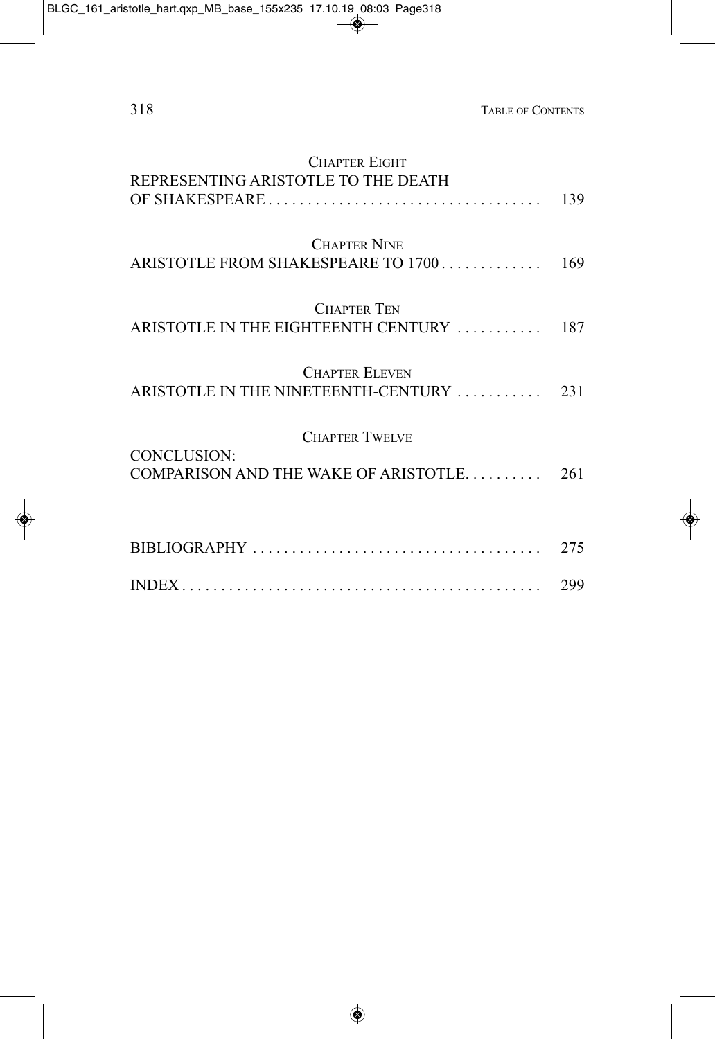Chapter Eight
REPRESENTING ARISTOTLE TO THE DEATH OF SHAKESPEARE . . . . . . . . . . . . . . . . . . . . . . . . . . . . . . . . . . 139

Chapter Nine
ARISTOTLE FROM SHAKESPEARE TO 1700 . . . . . . . . . . . . . 169

Chapter Ten
ARISTOTLE IN THE EIGHTEENTH CENTURY . . . . . . . . . . . 187

Chapter Eleven
ARISTOTLE IN THE NINETEENTH-CENTURY . . . . . . . . . . . 231

Chapter Twelve
CONCLUSION:
COMPARISON AND THE WAKE OF ARISTOTLE. . . . . . . . . . 261

BIBLIOGRAPHY . . . . . . . . . . . . . . . . . . . . . . . . . . . . . . . . . . . . . 275

INDEX . . . . . . . . . . . . . . . . . . . . . . . . . . . . . . . . . . . . . . . . . . . . . 299